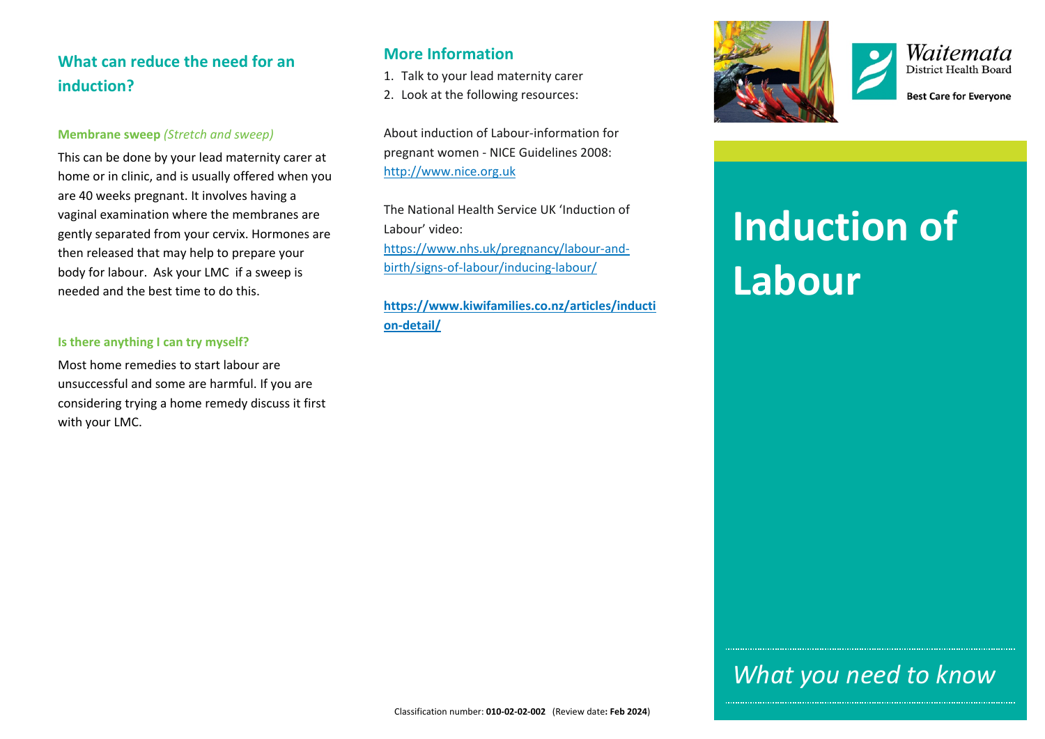## What can reduce the need for an induction?

**Membrane sweep** *(Stretch and sweep)*

This can be done by your lead maternity carer at home or in clinic, and is usually offered when you are 40 weeks pregnant. It involves having a vaginal examination where the membranes are gently separated from your cervix. Hormones are then released that may help to prepare your body for labour. Ask your LMC if a sweep is needed and the best time to do this.

**Is there anything I can try myself?**

Most home remedies to start labour are unsuccessful and some are harmful. If you are considering trying a home remedy discuss it first with your LMC.

## More Information

1. Talk to your lead maternity carer
2. Look at the following resources:

About induction of Labour-information for pregnant women - NICE Guidelines 2008: http://www.nice.org.uk

The National Health Service UK 'Induction of Labour' video: https://www.nhs.uk/pregnancy/labour-and-birth/signs-of-labour/inducing-labour/

**https://www.kiwifamilies.co.nz/articles/induction-detail/**

Classification number: **010-02-02-002** (Review date**: Feb 2024**)

Waitemata District Health Board

**Best Care for Everyone**

# Induction of Labour

*What you need to know*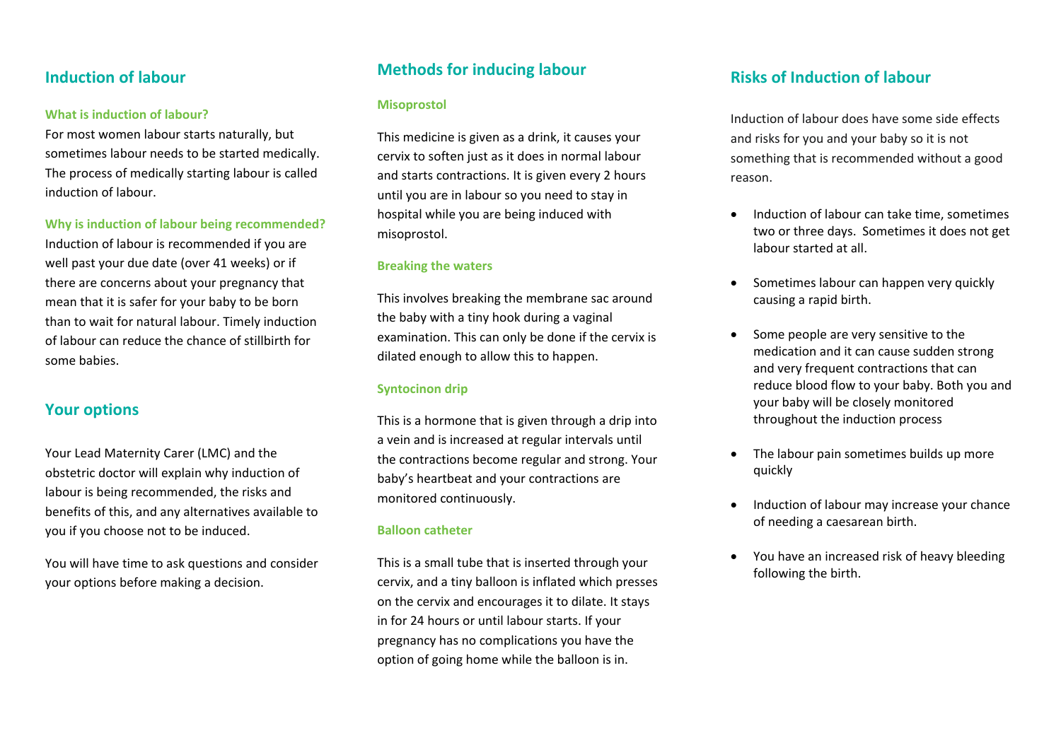## Induction of labour

### What is induction of labour?

For most women labour starts naturally, but sometimes labour needs to be started medically. The process of medically starting labour is called induction of labour.

### Why is induction of labour being recommended?

Induction of labour is recommended if you are well past your due date (over 41 weeks) or if there are concerns about your pregnancy that mean that it is safer for your baby to be born than to wait for natural labour. Timely induction of labour can reduce the chance of stillbirth for some babies.

## Your options

Your Lead Maternity Carer (LMC) and the obstetric doctor will explain why induction of labour is being recommended, the risks and benefits of this, and any alternatives available to you if you choose not to be induced.

You will have time to ask questions and consider your options before making a decision.

## Methods for inducing labour

### Misoprostol

This medicine is given as a drink, it causes your cervix to soften just as it does in normal labour and starts contractions. It is given every 2 hours until you are in labour so you need to stay in hospital while you are being induced with misoprostol.

### Breaking the waters

This involves breaking the membrane sac around the baby with a tiny hook during a vaginal examination. This can only be done if the cervix is dilated enough to allow this to happen.

### Syntocinon drip

This is a hormone that is given through a drip into a vein and is increased at regular intervals until the contractions become regular and strong. Your baby's heartbeat and your contractions are monitored continuously.

### Balloon catheter

This is a small tube that is inserted through your cervix, and a tiny balloon is inflated which presses on the cervix and encourages it to dilate. It stays in for 24 hours or until labour starts. If your pregnancy has no complications you have the option of going home while the balloon is in.

## Risks of Induction of labour

Induction of labour does have some side effects and risks for you and your baby so it is not something that is recommended without a good reason.

- Induction of labour can take time, sometimes two or three days. Sometimes it does not get labour started at all.
- Sometimes labour can happen very quickly causing a rapid birth.
- Some people are very sensitive to the medication and it can cause sudden strong and very frequent contractions that can reduce blood flow to your baby. Both you and your baby will be closely monitored throughout the induction process
- The labour pain sometimes builds up more quickly
- Induction of labour may increase your chance of needing a caesarean birth.
- You have an increased risk of heavy bleeding following the birth.